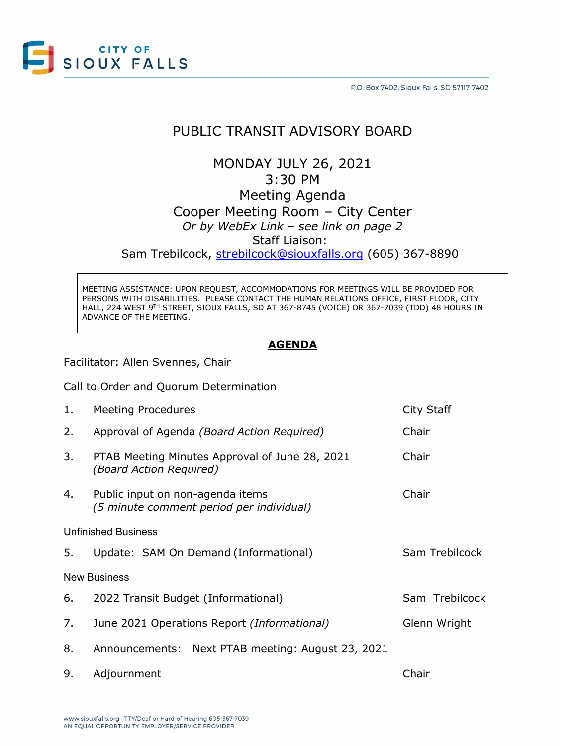CITY OF SIOUX FALLS

P.O. Box 7402, Sioux Falls, SD 57117-7402

# PUBLIC TRANSIT ADVISORY BOARD

## MONDAY JULY 26, 2021
## 3:30 PM
## Meeting Agenda
## Cooper Meeting Room – City Center

*Or by WebEx Link – see link on page 2*

Staff Liaison:

Sam Trebilcock, strebilcock@siouxfalls.org (605) 367-8890

> MEETING ASSISTANCE: UPON REQUEST, ACCOMMODATIONS FOR MEETINGS WILL BE PROVIDED FOR PERSONS WITH DISABILITIES. PLEASE CONTACT THE HUMAN RELATIONS OFFICE, FIRST FLOOR, CITY HALL, 224 WEST 9TH STREET, SIOUX FALLS, SD AT 367-8745 (VOICE) OR 367-7039 (TDD) 48 HOURS IN ADVANCE OF THE MEETING.

## **AGENDA**

Facilitator: Allen Svennes, Chair

Call to Order and Quorum Determination

| | | |
|---|---|---|
| 1. | Meeting Procedures | City Staff |
| 2. | Approval of Agenda *(Board Action Required)* | Chair |
| 3. | PTAB Meeting Minutes Approval of June 28, 2021 *(Board Action Required)* | Chair |
| 4. | Public input on non-agenda items *(5 minute comment period per individual)* | Chair |

Unfinished Business

| | | |
|---|---|---|
| 5. | Update: SAM On Demand (Informational) | Sam Trebilcock |

New Business

| | | |
|---|---|---|
| 6. | 2022 Transit Budget (Informational) | Sam Trebilcock |
| 7. | June 2021 Operations Report *(Informational)* | Glenn Wright |
| 8. | Announcements: Next PTAB meeting: August 23, 2021 | |
| 9. | Adjournment | Chair |

www.siouxfalls.org · TTY/Deaf or Hard of Hearing 605-367-7039
AN EQUAL OPPORTUNITY EMPLOYER/SERVICE PROVIDER.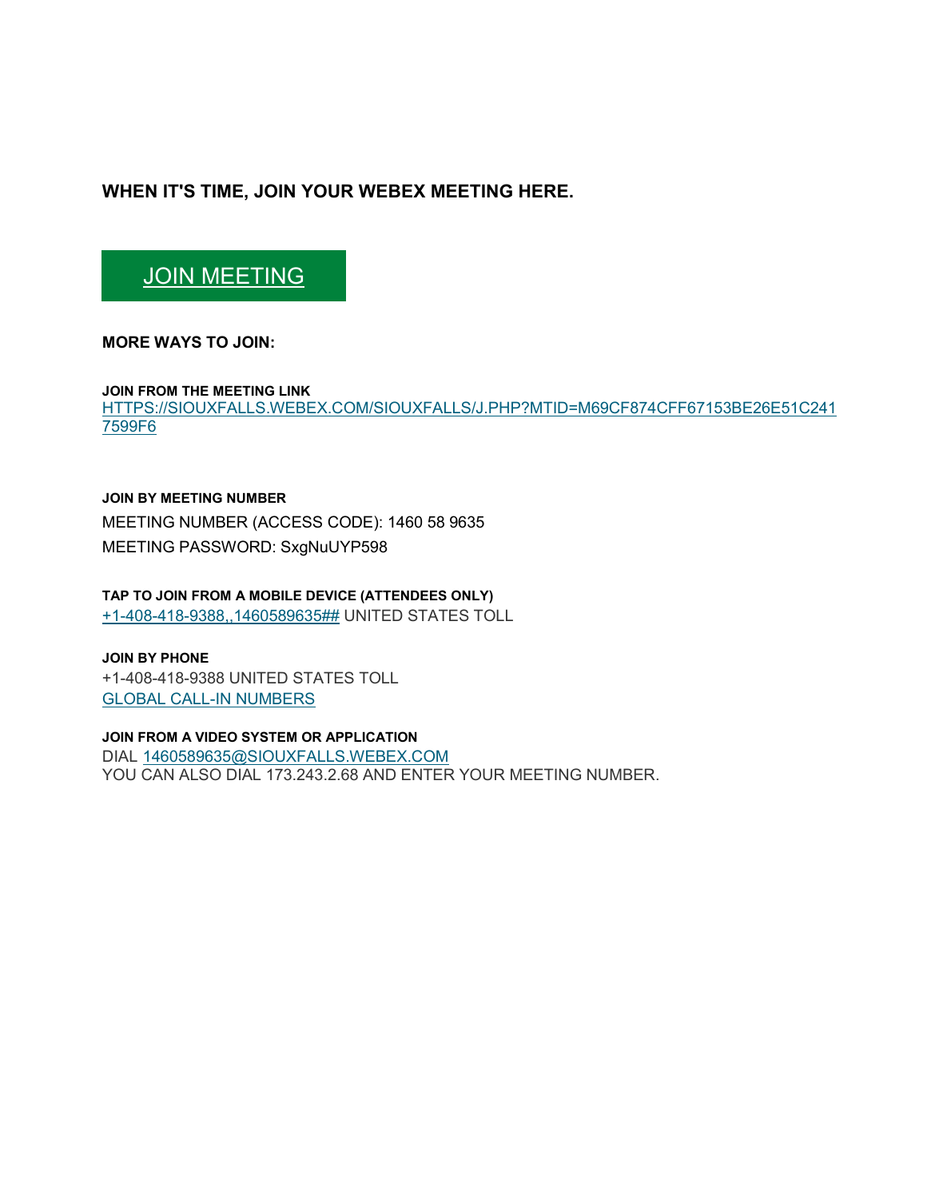**WHEN IT'S TIME, JOIN YOUR WEBEX MEETING HERE.**

JOIN MEETING

**MORE WAYS TO JOIN:**

**JOIN FROM THE MEETING LINK**
HTTPS://SIOUXFALLS.WEBEX.COM/SIOUXFALLS/J.PHP?MTID=M69CF874CFF67153BE26E51C2417599F6

**JOIN BY MEETING NUMBER**
MEETING NUMBER (ACCESS CODE): 1460 58 9635
MEETING PASSWORD: SxgNuUYP598

**TAP TO JOIN FROM A MOBILE DEVICE (ATTENDEES ONLY)**
+1-408-418-9388,,1460589635## UNITED STATES TOLL

**JOIN BY PHONE**
+1-408-418-9388 UNITED STATES TOLL
GLOBAL CALL-IN NUMBERS

**JOIN FROM A VIDEO SYSTEM OR APPLICATION**
DIAL 1460589635@SIOUXFALLS.WEBEX.COM
YOU CAN ALSO DIAL 173.243.2.68 AND ENTER YOUR MEETING NUMBER.